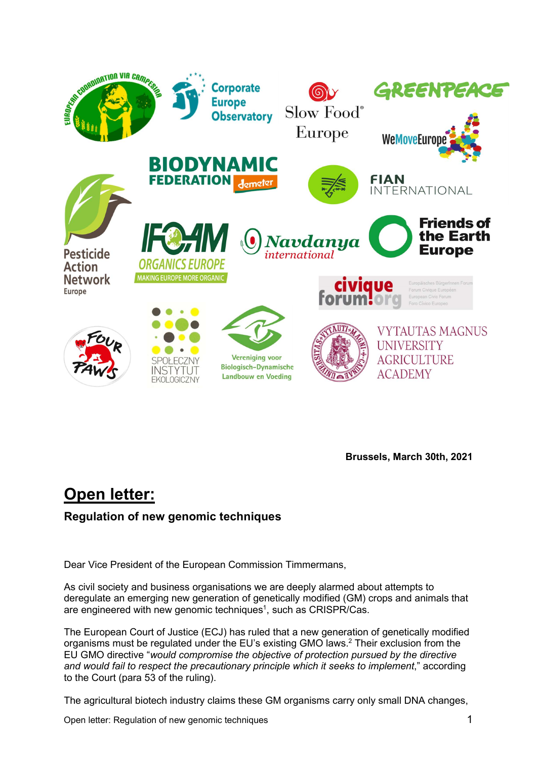Brussels, March 30th, 2021

# Open letter:

### Regulation of new genomic techniques

Dear Vice President of the European Commission Timmermans,

As civil society and business organisations we are deeply alarmed about attempts to deregulate an emerging new generation of genetically modified (GM) crops and animals that are engineered with new genomic techniques[1], such as CRISPR/Cas.

The European Court of Justice (ECJ) has ruled that a new generation of genetically modified organisms must be regulated under the EU's existing GMO laws.[2] Their exclusion from the EU GMO directive "*would compromise the objective of protection pursued by the directive and would fail to respect the precautionary principle which it seeks to implement*," according to the Court (para 53 of the ruling).

The agricultural biotech industry claims these GM organisms carry only small DNA changes,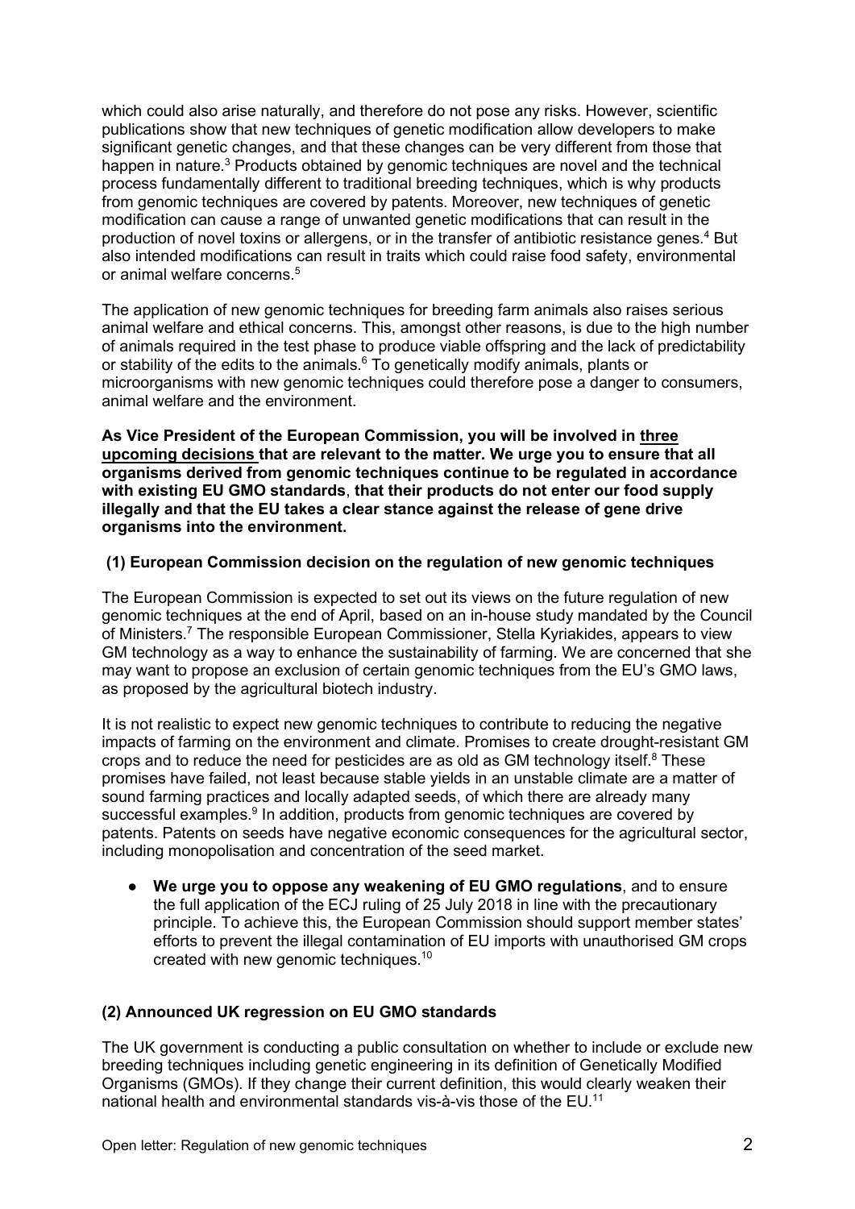which could also arise naturally, and therefore do not pose any risks. However, scientific publications show that new techniques of genetic modification allow developers to make significant genetic changes, and that these changes can be very different from those that happen in nature.[3] Products obtained by genomic techniques are novel and the technical process fundamentally different to traditional breeding techniques, which is why products from genomic techniques are covered by patents. Moreover, new techniques of genetic modification can cause a range of unwanted genetic modifications that can result in the production of novel toxins or allergens, or in the transfer of antibiotic resistance genes.[4] But also intended modifications can result in traits which could raise food safety, environmental or animal welfare concerns.[5]

The application of new genomic techniques for breeding farm animals also raises serious animal welfare and ethical concerns. This, amongst other reasons, is due to the high number of animals required in the test phase to produce viable offspring and the lack of predictability or stability of the edits to the animals.[6] To genetically modify animals, plants or microorganisms with new genomic techniques could therefore pose a danger to consumers, animal welfare and the environment.

**As Vice President of the European Commission, you will be involved in <u>three upcoming decisions</u> that are relevant to the matter. We urge you to ensure that all organisms derived from genomic techniques continue to be regulated in accordance with existing EU GMO standards**, **that their products do not enter our food supply illegally and that the EU takes a clear stance against the release of gene drive organisms into the environment.**

### (1) European Commission decision on the regulation of new genomic techniques

The European Commission is expected to set out its views on the future regulation of new genomic techniques at the end of April, based on an in-house study mandated by the Council of Ministers.[7] The responsible European Commissioner, Stella Kyriakides, appears to view GM technology as a way to enhance the sustainability of farming. We are concerned that she may want to propose an exclusion of certain genomic techniques from the EU's GMO laws, as proposed by the agricultural biotech industry.

It is not realistic to expect new genomic techniques to contribute to reducing the negative impacts of farming on the environment and climate. Promises to create drought-resistant GM crops and to reduce the need for pesticides are as old as GM technology itself.[8] These promises have failed, not least because stable yields in an unstable climate are a matter of sound farming practices and locally adapted seeds, of which there are already many successful examples.[9] In addition, products from genomic techniques are covered by patents. Patents on seeds have negative economic consequences for the agricultural sector, including monopolisation and concentration of the seed market.

- **We urge you to oppose any weakening of EU GMO regulations**, and to ensure the full application of the ECJ ruling of 25 July 2018 in line with the precautionary principle. To achieve this, the European Commission should support member states' efforts to prevent the illegal contamination of EU imports with unauthorised GM crops created with new genomic techniques.[10]

### (2) Announced UK regression on EU GMO standards

The UK government is conducting a public consultation on whether to include or exclude new breeding techniques including genetic engineering in its definition of Genetically Modified Organisms (GMOs). If they change their current definition, this would clearly weaken their national health and environmental standards vis-à-vis those of the EU.[11]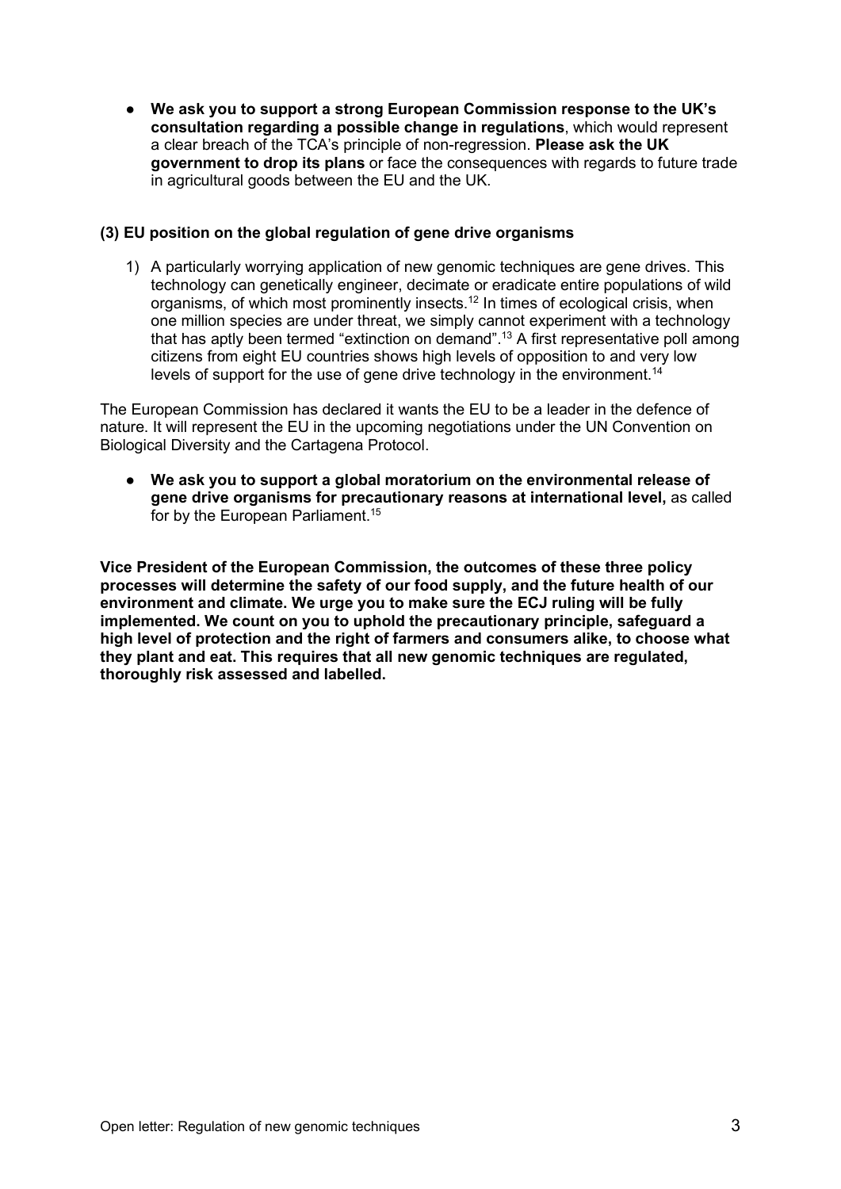- **We ask you to support a strong European Commission response to the UK's consultation regarding a possible change in regulations**, which would represent a clear breach of the TCA's principle of non-regression. **Please ask the UK government to drop its plans** or face the consequences with regards to future trade in agricultural goods between the EU and the UK.

### (3) EU position on the global regulation of gene drive organisms

1) A particularly worrying application of new genomic techniques are gene drives. This technology can genetically engineer, decimate or eradicate entire populations of wild organisms, of which most prominently insects.[12] In times of ecological crisis, when one million species are under threat, we simply cannot experiment with a technology that has aptly been termed "extinction on demand".[13] A first representative poll among citizens from eight EU countries shows high levels of opposition to and very low levels of support for the use of gene drive technology in the environment.[14]

The European Commission has declared it wants the EU to be a leader in the defence of nature. It will represent the EU in the upcoming negotiations under the UN Convention on Biological Diversity and the Cartagena Protocol.

- **We ask you to support a global moratorium on the environmental release of gene drive organisms for precautionary reasons at international level,** as called for by the European Parliament.[15]

**Vice President of the European Commission, the outcomes of these three policy processes will determine the safety of our food supply, and the future health of our environment and climate. We urge you to make sure the ECJ ruling will be fully implemented. We count on you to uphold the precautionary principle, safeguard a high level of protection and the right of farmers and consumers alike, to choose what they plant and eat. This requires that all new genomic techniques are regulated, thoroughly risk assessed and labelled.**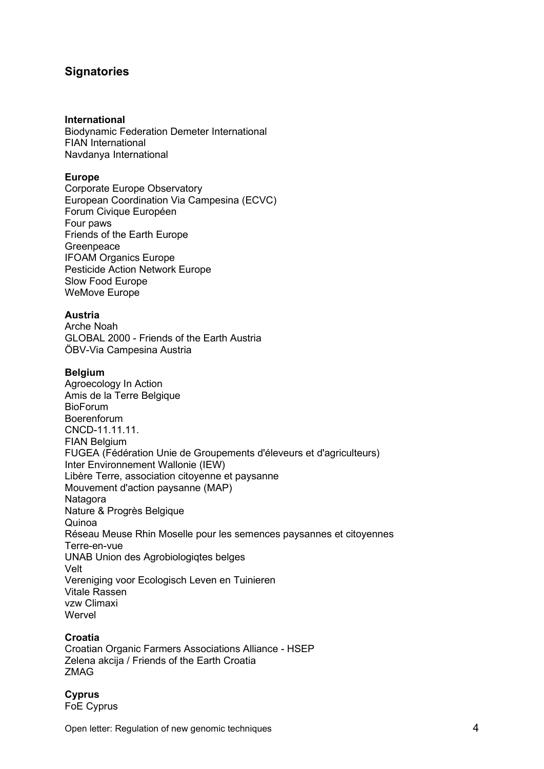## Signatories

**International**
Biodynamic Federation Demeter International
FIAN International
Navdanya International

**Europe**
Corporate Europe Observatory
European Coordination Via Campesina (ECVC)
Forum Civique Européen
Four paws
Friends of the Earth Europe
Greenpeace
IFOAM Organics Europe
Pesticide Action Network Europe
Slow Food Europe
WeMove Europe

**Austria**
Arche Noah
GLOBAL 2000 - Friends of the Earth Austria
ÖBV-Via Campesina Austria

**Belgium**
Agroecology In Action
Amis de la Terre Belgique
BioForum
Boerenforum
CNCD-11.11.11.
FIAN Belgium
FUGEA (Fédération Unie de Groupements d'éleveurs et d'agriculteurs)
Inter Environnement Wallonie (IEW)
Libère Terre, association citoyenne et paysanne
Mouvement d'action paysanne (MAP)
Natagora
Nature & Progrès Belgique
Quinoa
Réseau Meuse Rhin Moselle pour les semences paysannes et citoyennes
Terre-en-vue
UNAB Union des Agrobiologiqtes belges
Velt
Vereniging voor Ecologisch Leven en Tuinieren
Vitale Rassen
vzw Climaxi
Wervel

**Croatia**
Croatian Organic Farmers Associations Alliance - HSEP
Zelena akcija / Friends of the Earth Croatia
ZMAG

**Cyprus**
FoE Cyprus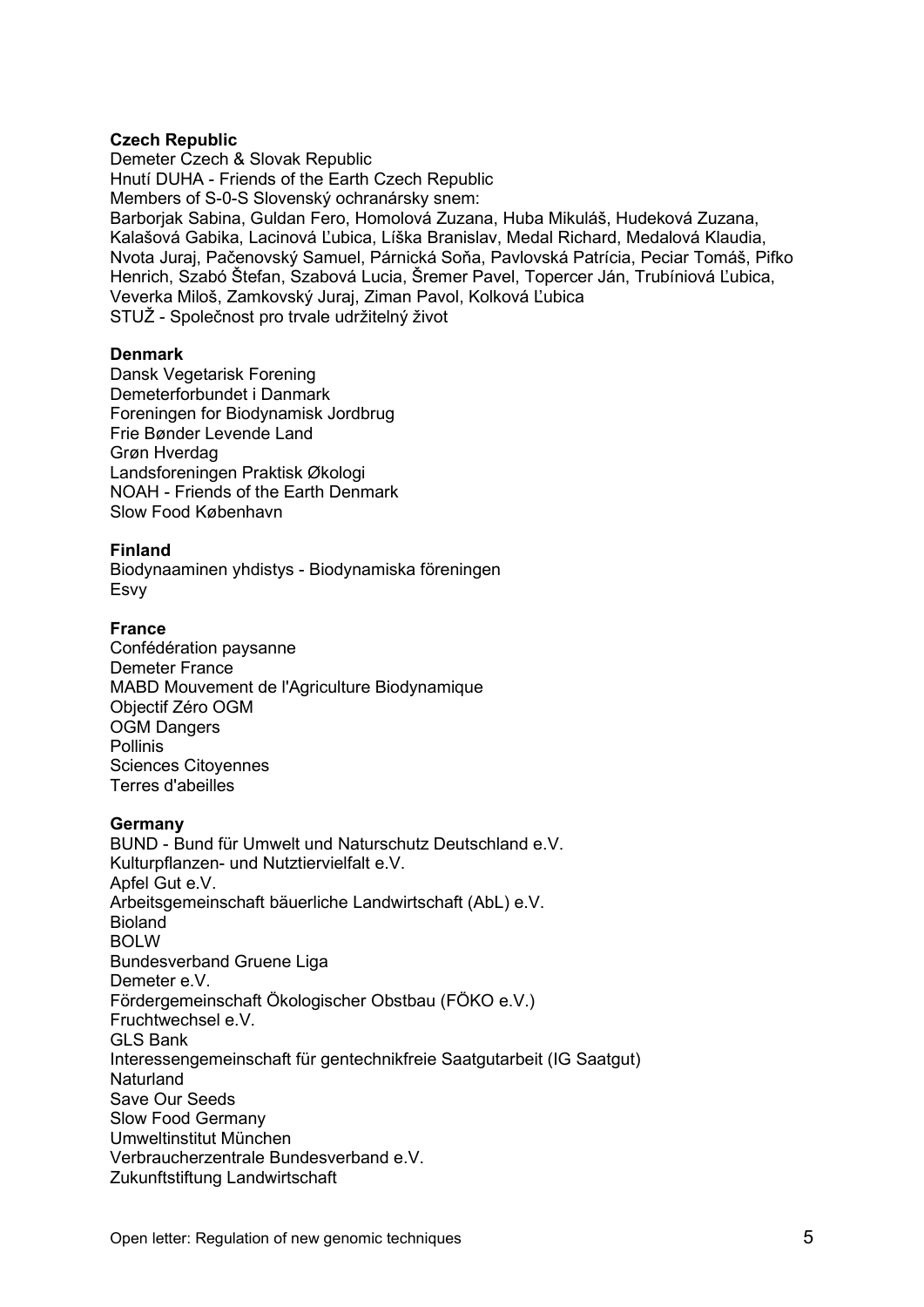**Czech Republic**

Demeter Czech & Slovak Republic
Hnutí DUHA - Friends of the Earth Czech Republic
Members of S-0-S Slovenský ochranársky snem:
Barborjak Sabina, Guldan Fero, Homolová Zuzana, Huba Mikuláš, Hudeková Zuzana, Kalašová Gabika, Lacinová Ľubica, Líška Branislav, Medal Richard, Medalová Klaudia, Nvota Juraj, Pačenovský Samuel, Párnická Soňa, Pavlovská Patrícia, Peciar Tomáš, Pifko Henrich, Szabó Štefan, Szabová Lucia, Šremer Pavel, Topercer Ján, Trubíniová Ľubica, Veverka Miloš, Zamkovský Juraj, Ziman Pavol, Kolková Ľubica
STUŽ - Společnost pro trvale udržitelný život

**Denmark**

Dansk Vegetarisk Forening
Demeterforbundet i Danmark
Foreningen for Biodynamisk Jordbrug
Frie Bønder Levende Land
Grøn Hverdag
Landsforeningen Praktisk Økologi
NOAH - Friends of the Earth Denmark
Slow Food København

**Finland**

Biodynaaminen yhdistys - Biodynamiska föreningen
Esvy

**France**

Confédération paysanne
Demeter France
MABD Mouvement de l'Agriculture Biodynamique
Objectif Zéro OGM
OGM Dangers
Pollinis
Sciences Citoyennes
Terres d'abeilles

**Germany**

BUND - Bund für Umwelt und Naturschutz Deutschland e.V.
Kulturpflanzen- und Nutztiervielfalt e.V.
Apfel Gut e.V.
Arbeitsgemeinschaft bäuerliche Landwirtschaft (AbL) e.V.
Bioland
BOLW
Bundesverband Gruene Liga
Demeter e.V.
Fördergemeinschaft Ökologischer Obstbau (FÖKO e.V.)
Fruchtwechsel e.V.
GLS Bank
Interessengemeinschaft für gentechnikfreie Saatgutarbeit (IG Saatgut)
Naturland
Save Our Seeds
Slow Food Germany
Umweltinstitut München
Verbraucherzentrale Bundesverband e.V.
Zukunftstiftung Landwirtschaft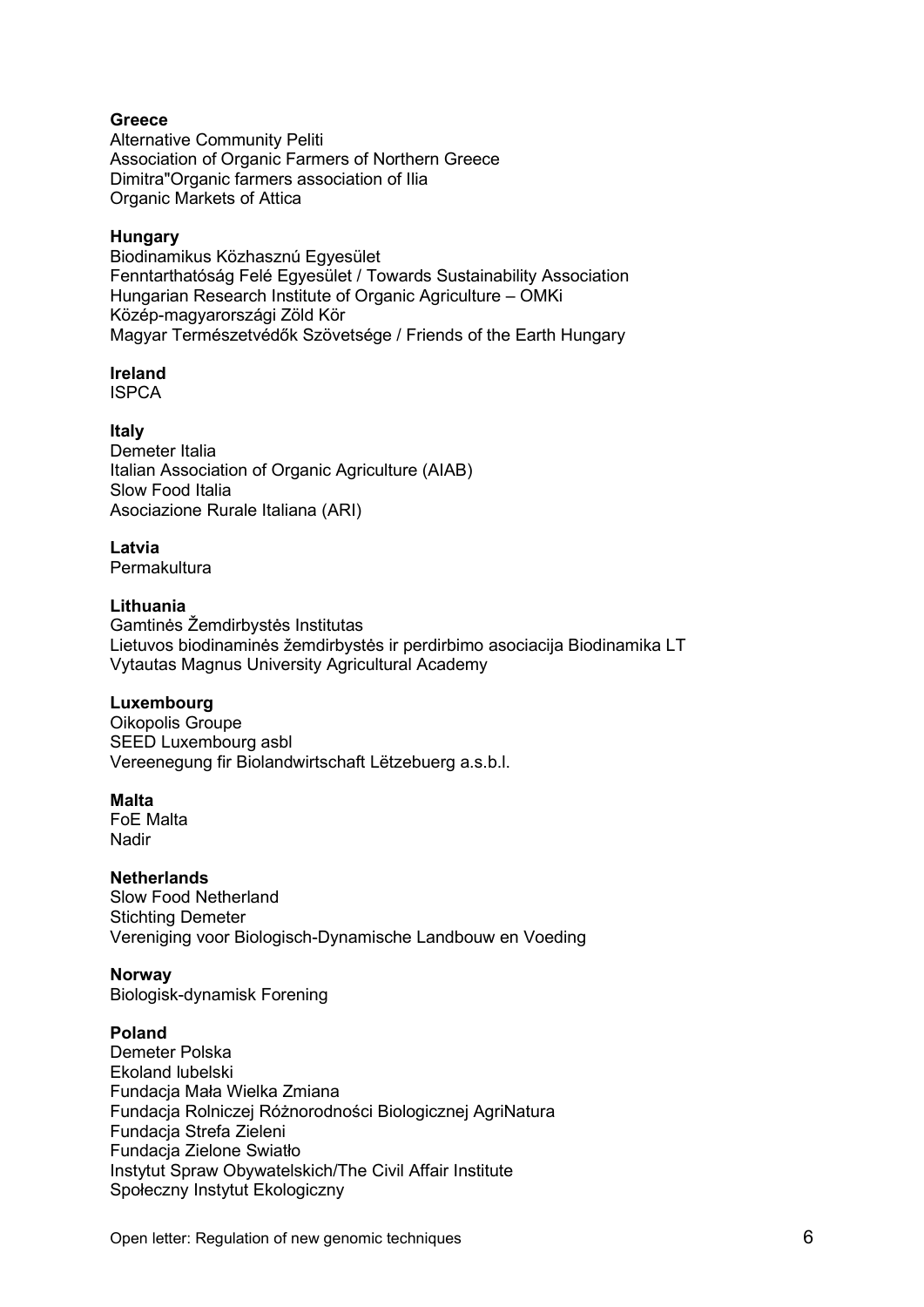**Greece**
Alternative Community Peliti
Association of Organic Farmers of Northern Greece
Dimitra"Organic farmers association of Ilia
Organic Markets of Attica

**Hungary**
Biodinamikus Közhasznú Egyesület
Fenntarthatóság Felé Egyesület / Towards Sustainability Association
Hungarian Research Institute of Organic Agriculture – OMKi
Közép-magyarországi Zöld Kör
Magyar Természetvédők Szövetsége / Friends of the Earth Hungary

**Ireland**
ISPCA

**Italy**
Demeter Italia
Italian Association of Organic Agriculture (AIAB)
Slow Food Italia
Asociazione Rurale Italiana (ARI)

**Latvia**
Permakultura

**Lithuania**
Gamtinės Žemdirbystės Institutas
Lietuvos biodinaminės žemdirbystės ir perdirbimo asociacija Biodinamika LT
Vytautas Magnus University Agricultural Academy

**Luxembourg**
Oikopolis Groupe
SEED Luxembourg asbl
Vereenegung fir Biolandwirtschaft Lëtzebuerg a.s.b.l.

**Malta**
FoE Malta
Nadir

**Netherlands**
Slow Food Netherland
Stichting Demeter
Vereniging voor Biologisch-Dynamische Landbouw en Voeding

**Norway**
Biologisk-dynamisk Forening

**Poland**
Demeter Polska
Ekoland lubelski
Fundacja Mała Wielka Zmiana
Fundacja Rolniczej Różnorodności Biologicznej AgriNatura
Fundacja Strefa Zieleni
Fundacja Zielone Swiatło
Instytut Spraw Obywatelskich/The Civil Affair Institute
Społeczny Instytut Ekologiczny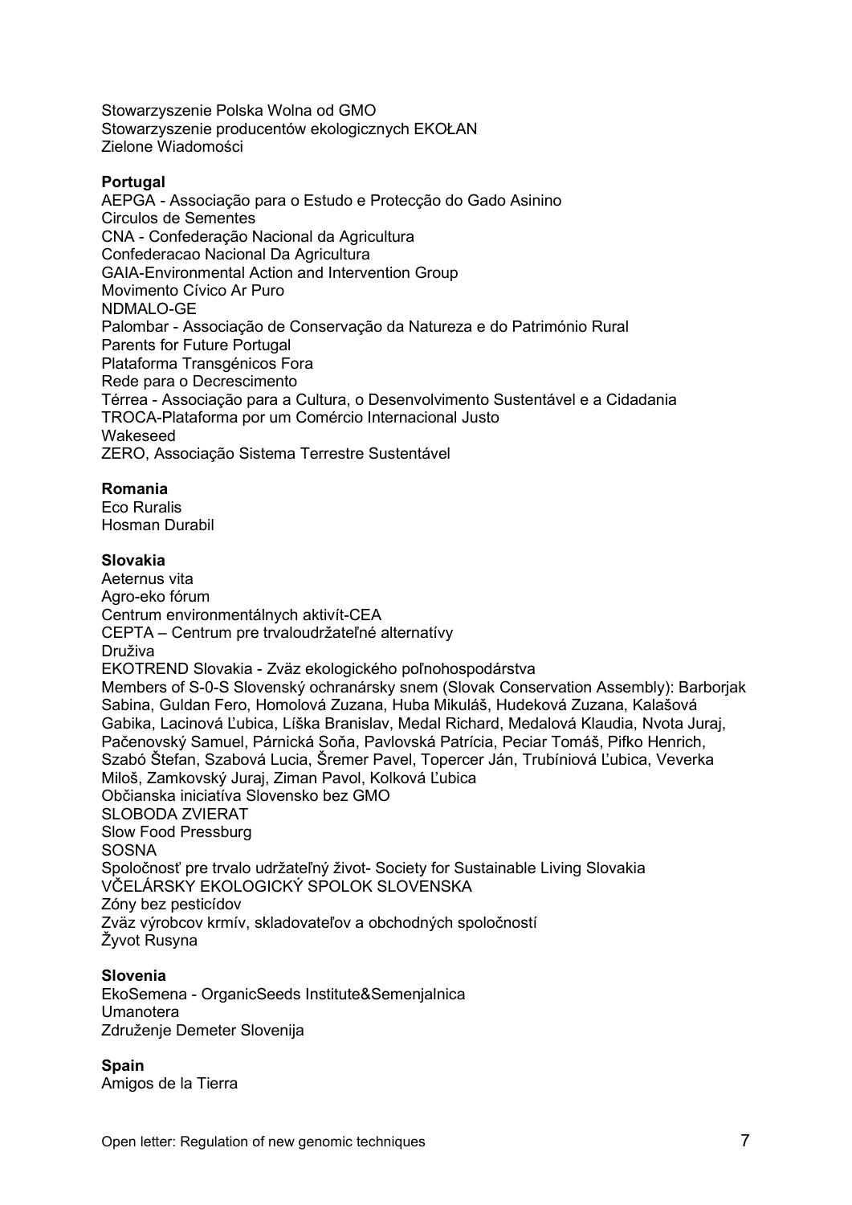Stowarzyszenie Polska Wolna od GMO
Stowarzyszenie producentów ekologicznych EKOŁAN
Zielone Wiadomości

**Portugal**
AEPGA - Associação para o Estudo e Protecção do Gado Asinino
Circulos de Sementes
CNA - Confederação Nacional da Agricultura
Confederacao Nacional Da Agricultura
GAIA-Environmental Action and Intervention Group
Movimento Cívico Ar Puro
NDMALO-GE
Palombar - Associação de Conservação da Natureza e do Património Rural
Parents for Future Portugal
Plataforma Transgénicos Fora
Rede para o Decrescimento
Térrea - Associação para a Cultura, o Desenvolvimento Sustentável e a Cidadania
TROCA-Plataforma por um Comércio Internacional Justo
Wakeseed
ZERO, Associação Sistema Terrestre Sustentável

**Romania**
Eco Ruralis
Hosman Durabil

**Slovakia**
Aeternus vita
Agro-eko fórum
Centrum environmentálnych aktivít-CEA
CEPTA – Centrum pre trvaloudržateľné alternatívy
Druživa
EKOTREND Slovakia - Zväz ekologického poľnohospodárstva
Members of S-0-S Slovenský ochranársky snem (Slovak Conservation Assembly): Barborjak Sabina, Guldan Fero, Homolová Zuzana, Huba Mikuláš, Hudeková Zuzana, Kalašová Gabika, Lacinová Ľubica, Líška Branislav, Medal Richard, Medalová Klaudia, Nvota Juraj, Pačenovský Samuel, Párnická Soňa, Pavlovská Patrícia, Peciar Tomáš, Pifko Henrich, Szabó Štefan, Szabová Lucia, Šremer Pavel, Topercer Ján, Trubíniová Ľubica, Veverka Miloš, Zamkovský Juraj, Ziman Pavol, Kolková Ľubica
Občianska iniciatíva Slovensko bez GMO
SLOBODA ZVIERAT
Slow Food Pressburg
SOSNA
Spoločnosť pre trvalo udržateľný život- Society for Sustainable Living Slovakia
VČELÁRSKY EKOLOGICKÝ SPOLOK SLOVENSKA
Zóny bez pesticídov
Zväz výrobcov krmív, skladovateľov a obchodných spoločností
Žyvot Rusyna

**Slovenia**
EkoSemena - OrganicSeeds Institute&Semenjalnica
Umanotera
Združenje Demeter Slovenija

**Spain**
Amigos de la Tierra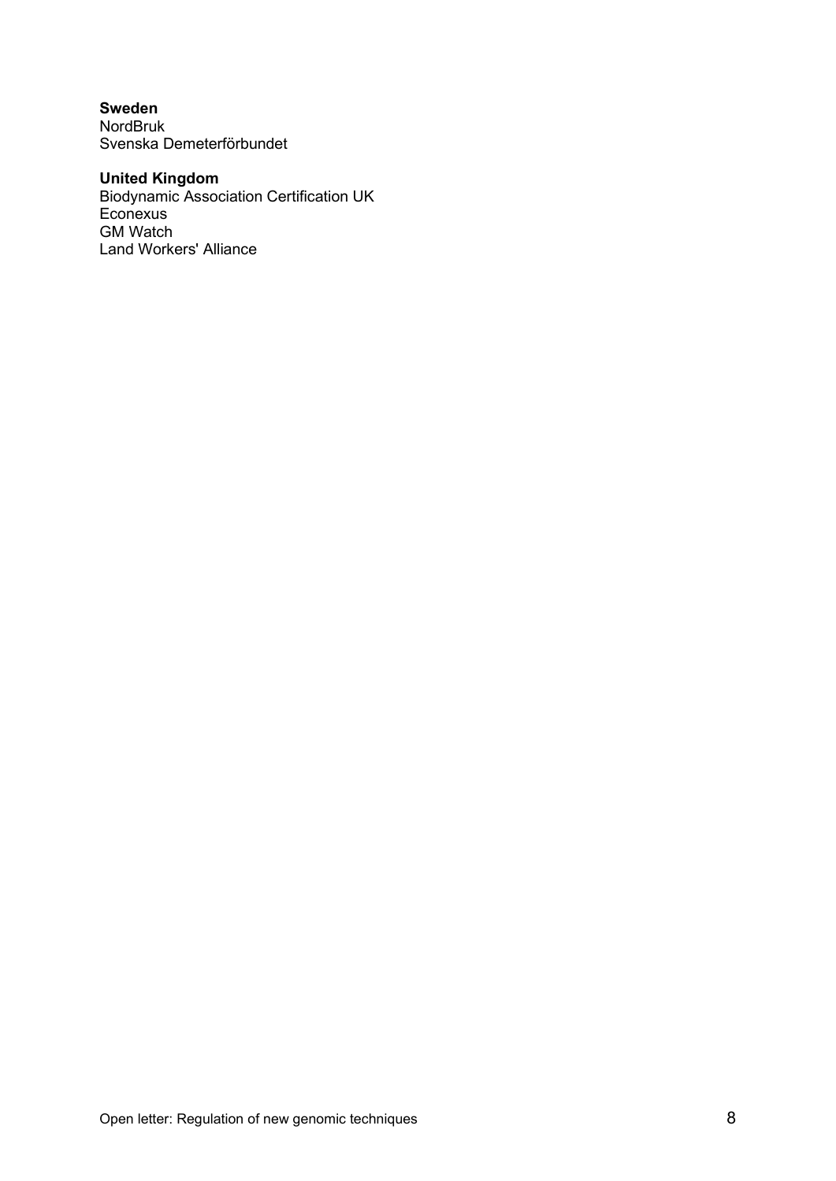**Sweden**
NordBruk
Svenska Demeterförbundet

**United Kingdom**
Biodynamic Association Certification UK
Econexus
GM Watch
Land Workers' Alliance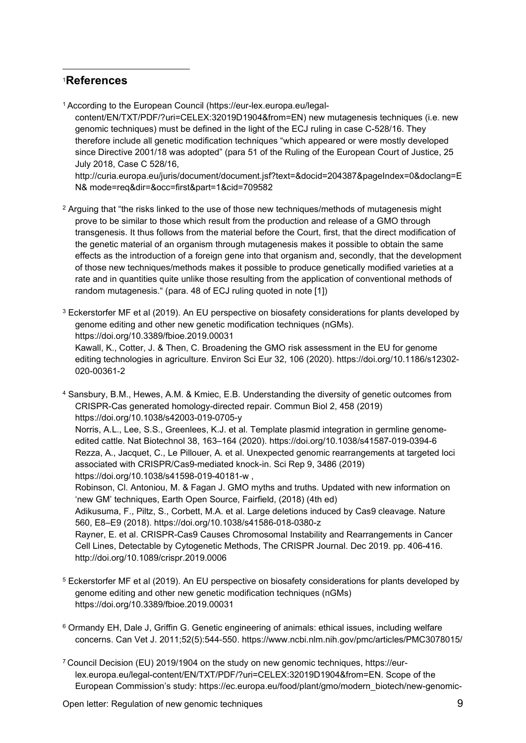## [1]References

[1] According to the European Council (https://eur-lex.europa.eu/legal-content/EN/TXT/PDF/?uri=CELEX:32019D1904&from=EN) new mutagenesis techniques (i.e. new genomic techniques) must be defined in the light of the ECJ ruling in case C-528/16. They therefore include all genetic modification techniques "which appeared or were mostly developed since Directive 2001/18 was adopted" (para 51 of the Ruling of the European Court of Justice, 25 July 2018, Case C 528/16, http://curia.europa.eu/juris/document/document.jsf?text=&docid=204387&pageIndex=0&doclang=EN& mode=req&dir=&occ=first&part=1&cid=709582

[2] Arguing that "the risks linked to the use of those new techniques/methods of mutagenesis might prove to be similar to those which result from the production and release of a GMO through transgenesis. It thus follows from the material before the Court, first, that the direct modification of the genetic material of an organism through mutagenesis makes it possible to obtain the same effects as the introduction of a foreign gene into that organism and, secondly, that the development of those new techniques/methods makes it possible to produce genetically modified varieties at a rate and in quantities quite unlike those resulting from the application of conventional methods of random mutagenesis." (para. 48 of ECJ ruling quoted in note [1])

[3] Eckerstorfer MF et al (2019). An EU perspective on biosafety considerations for plants developed by genome editing and other new genetic modification techniques (nGMs). https://doi.org/10.3389/fbioe.2019.00031
Kawall, K., Cotter, J. & Then, C. Broadening the GMO risk assessment in the EU for genome editing technologies in agriculture. Environ Sci Eur 32, 106 (2020). https://doi.org/10.1186/s12302-020-00361-2

[4] Sansbury, B.M., Hewes, A.M. & Kmiec, E.B. Understanding the diversity of genetic outcomes from CRISPR-Cas generated homology-directed repair. Commun Biol 2, 458 (2019) https://doi.org/10.1038/s42003-019-0705-y
Norris, A.L., Lee, S.S., Greenlees, K.J. et al. Template plasmid integration in germline genome-edited cattle. Nat Biotechnol 38, 163–164 (2020). https://doi.org/10.1038/s41587-019-0394-6
Rezza, A., Jacquet, C., Le Pillouer, A. et al. Unexpected genomic rearrangements at targeted loci associated with CRISPR/Cas9-mediated knock-in. Sci Rep 9, 3486 (2019) https://doi.org/10.1038/s41598-019-40181-w ,
Robinson, Cl. Antoniou, M. & Fagan J. GMO myths and truths. Updated with new information on 'new GM' techniques, Earth Open Source, Fairfield, (2018) (4th ed)
Adikusuma, F., Piltz, S., Corbett, M.A. et al. Large deletions induced by Cas9 cleavage. Nature 560, E8–E9 (2018). https://doi.org/10.1038/s41586-018-0380-z
Rayner, E. et al. CRISPR-Cas9 Causes Chromosomal Instability and Rearrangements in Cancer Cell Lines, Detectable by Cytogenetic Methods, The CRISPR Journal. Dec 2019. pp. 406-416. http://doi.org/10.1089/crispr.2019.0006

[5] Eckerstorfer MF et al (2019). An EU perspective on biosafety considerations for plants developed by genome editing and other new genetic modification techniques (nGMs) https://doi.org/10.3389/fbioe.2019.00031

[6] Ormandy EH, Dale J, Griffin G. Genetic engineering of animals: ethical issues, including welfare concerns. Can Vet J. 2011;52(5):544-550. https://www.ncbi.nlm.nih.gov/pmc/articles/PMC3078015/

[7] Council Decision (EU) 2019/1904 on the study on new genomic techniques, https://eur-lex.europa.eu/legal-content/EN/TXT/PDF/?uri=CELEX:32019D1904&from=EN. Scope of the European Commission's study: https://ec.europa.eu/food/plant/gmo/modern_biotech/new-genomic-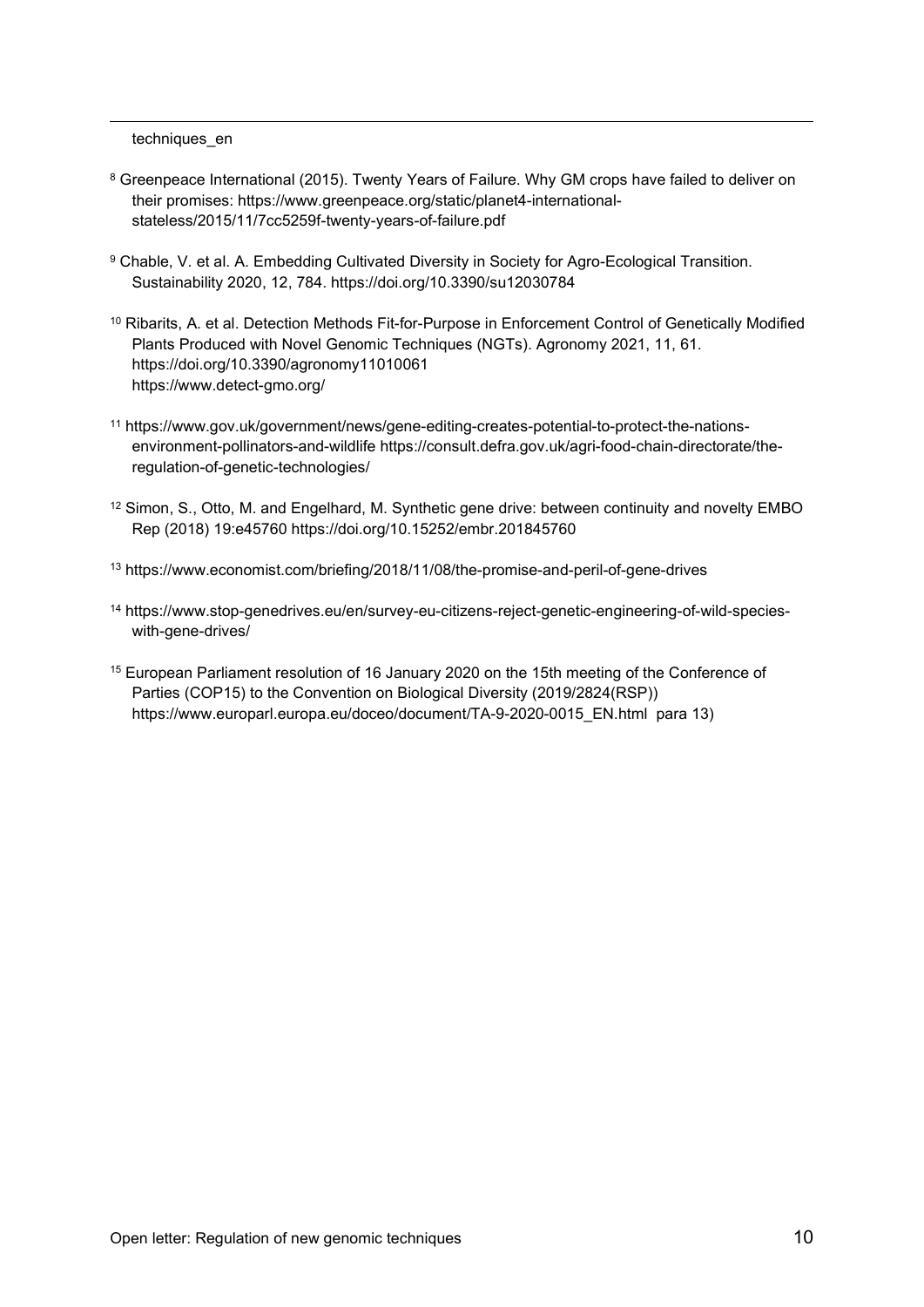techniques_en

[8] Greenpeace International (2015). Twenty Years of Failure. Why GM crops have failed to deliver on their promises: https://www.greenpeace.org/static/planet4-international-stateless/2015/11/7cc5259f-twenty-years-of-failure.pdf

[9] Chable, V. et al. A. Embedding Cultivated Diversity in Society for Agro-Ecological Transition. Sustainability 2020, 12, 784. https://doi.org/10.3390/su12030784

[10] Ribarits, A. et al. Detection Methods Fit-for-Purpose in Enforcement Control of Genetically Modified Plants Produced with Novel Genomic Techniques (NGTs). Agronomy 2021, 11, 61. https://doi.org/10.3390/agronomy11010061 https://www.detect-gmo.org/

[11] https://www.gov.uk/government/news/gene-editing-creates-potential-to-protect-the-nations-environment-pollinators-and-wildlife https://consult.defra.gov.uk/agri-food-chain-directorate/the-regulation-of-genetic-technologies/

[12] Simon, S., Otto, M. and Engelhard, M. Synthetic gene drive: between continuity and novelty EMBO Rep (2018) 19:e45760 https://doi.org/10.15252/embr.201845760

[13] https://www.economist.com/briefing/2018/11/08/the-promise-and-peril-of-gene-drives

[14] https://www.stop-genedrives.eu/en/survey-eu-citizens-reject-genetic-engineering-of-wild-species-with-gene-drives/

[15] European Parliament resolution of 16 January 2020 on the 15th meeting of the Conference of Parties (COP15) to the Convention on Biological Diversity (2019/2824(RSP)) https://www.europarl.europa.eu/doceo/document/TA-9-2020-0015_EN.html para 13)